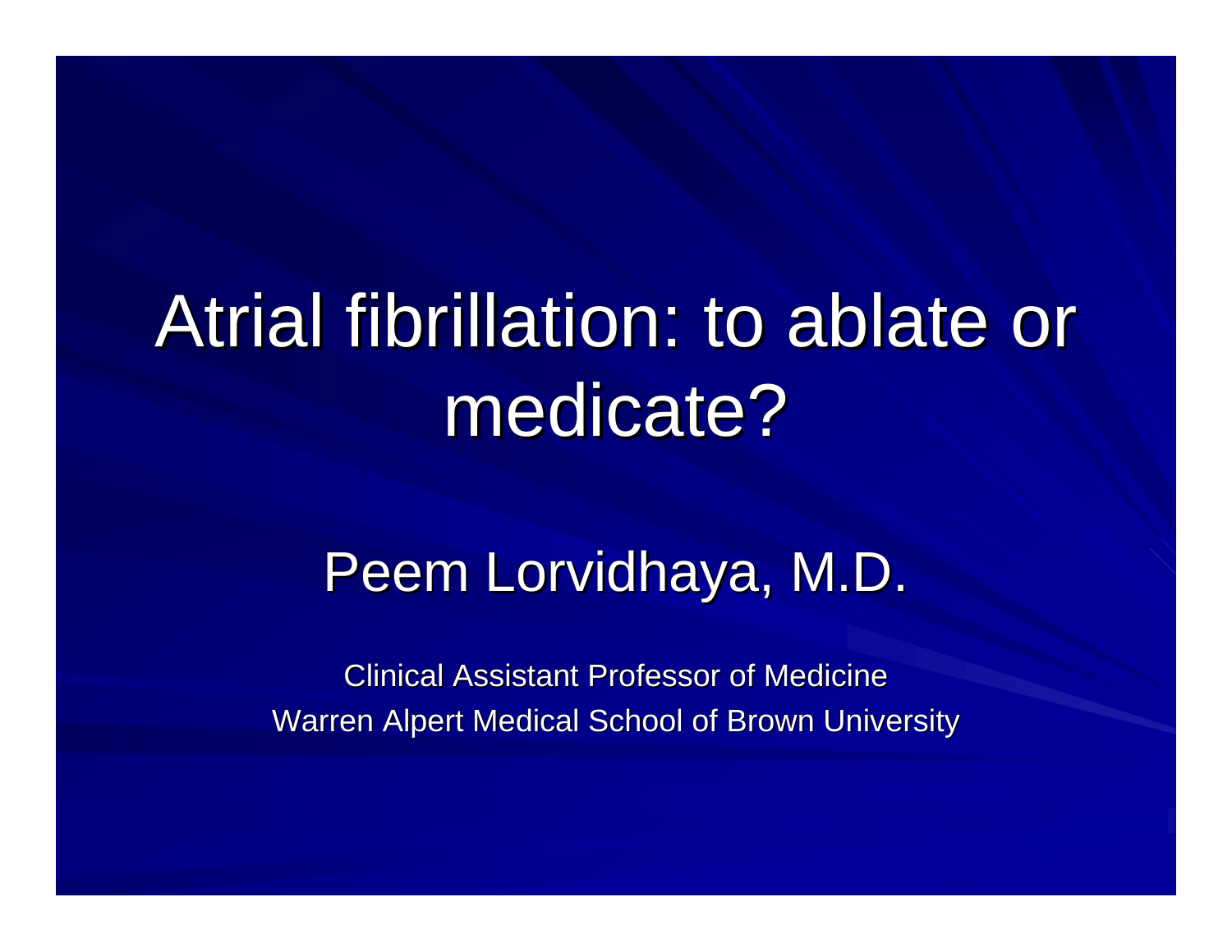# Atrial fibrillation: to ablate or medicate?

## Peem Lorvidhaya, M.D.

Clinical Assistant Professor of Medicine

Warren Alpert Medical School of Brown University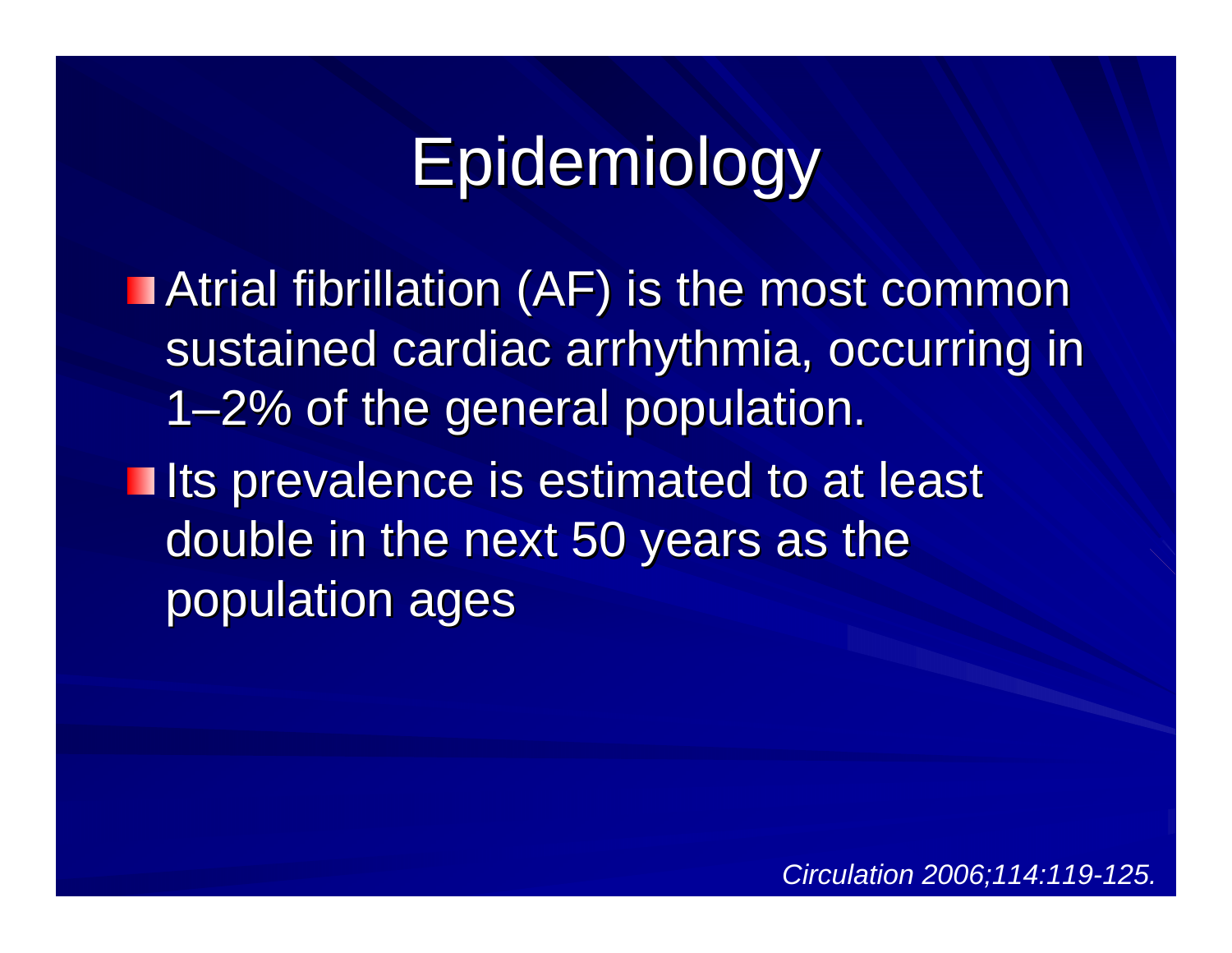# Epidemiology

- Atrial fibrillation (AF) is the most common sustained cardiac arrhythmia, occurring in 1–2% of the general population.
- Its prevalence is estimated to at least double in the next 50 years as the population ages

*Circulation 2006;114:119-125.*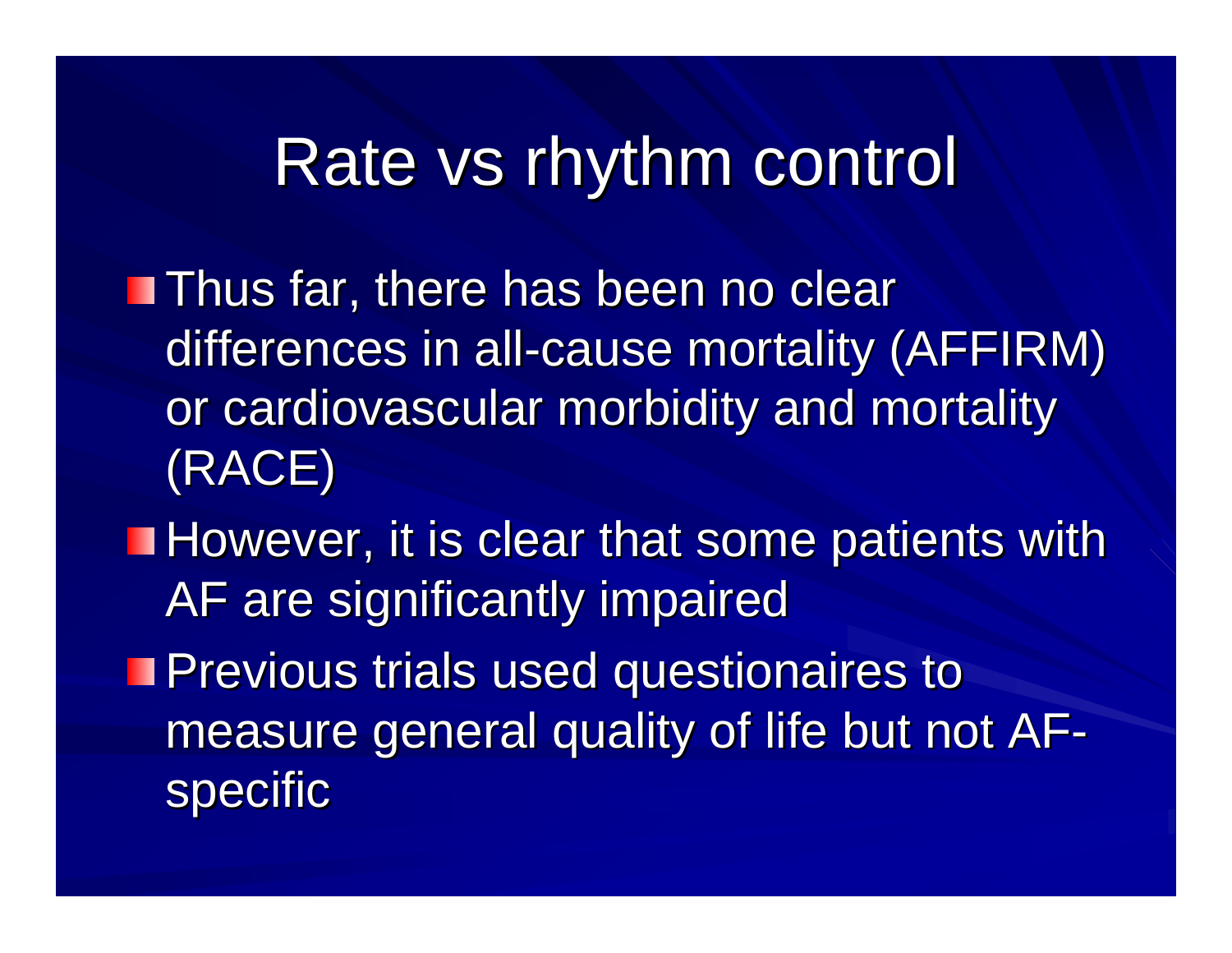# Rate vs rhythm control

- Thus far, there has been no clear differences in all-cause mortality (AFFIRM) or cardiovascular morbidity and mortality (RACE)
- However, it is clear that some patients with AF are significantly impaired
- Previous trials used questionaires to measure general quality of life but not AF-specific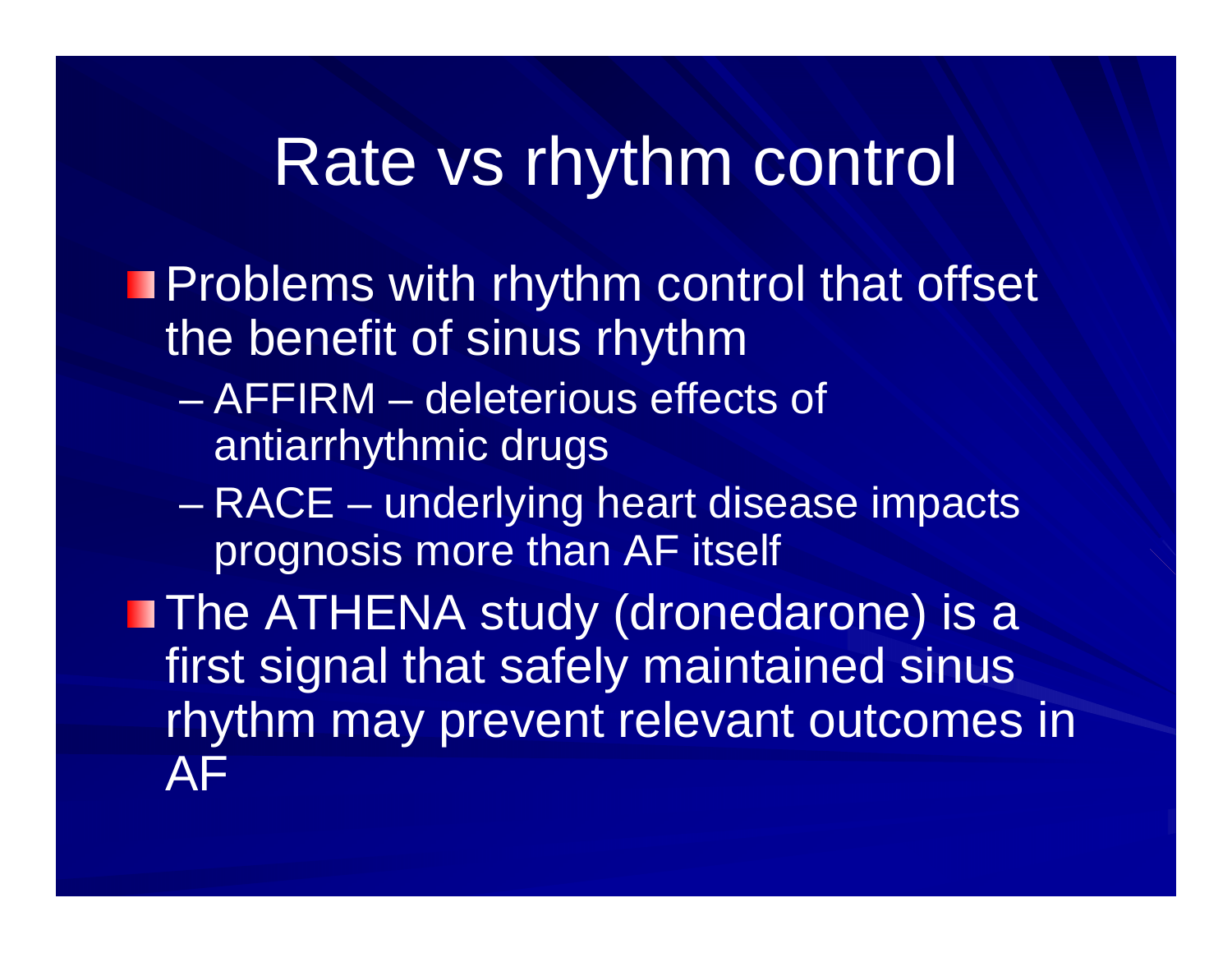# Rate vs rhythm control

- Problems with rhythm control that offset the benefit of sinus rhythm
  - AFFIRM – deleterious effects of antiarrhythmic drugs
  - RACE – underlying heart disease impacts prognosis more than AF itself
- The ATHENA study (dronedarone) is a first signal that safely maintained sinus rhythm may prevent relevant outcomes in AF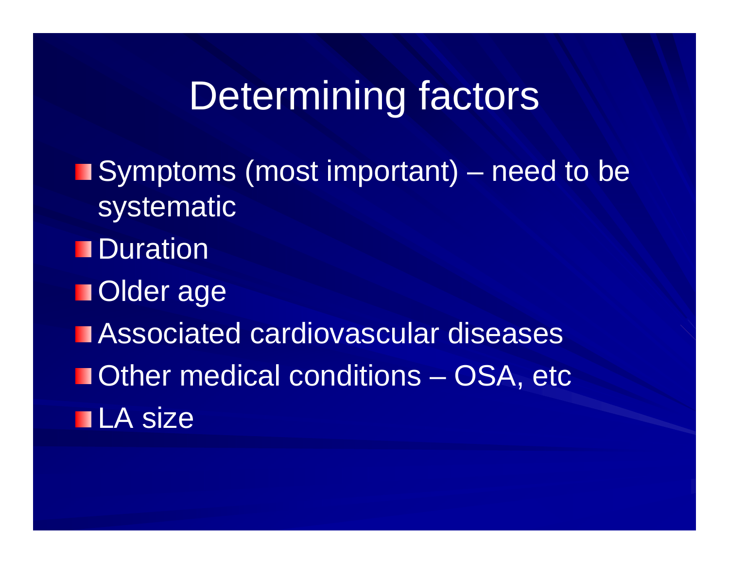# Determining factors

- Symptoms (most important) – need to be systematic
- Duration
- Older age
- Associated cardiovascular diseases
- Other medical conditions – OSA, etc
- LA size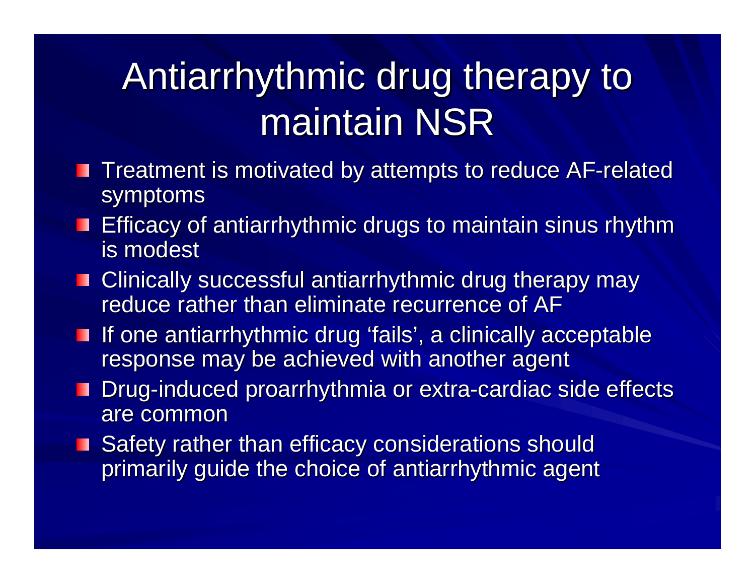# Antiarrhythmic drug therapy to maintain NSR

- Treatment is motivated by attempts to reduce AF-related symptoms
- Efficacy of antiarrhythmic drugs to maintain sinus rhythm is modest
- Clinically successful antiarrhythmic drug therapy may reduce rather than eliminate recurrence of AF
- If one antiarrhythmic drug 'fails', a clinically acceptable response may be achieved with another agent
- Drug-induced proarrhythmia or extra-cardiac side effects are common
- Safety rather than efficacy considerations should primarily guide the choice of antiarrhythmic agent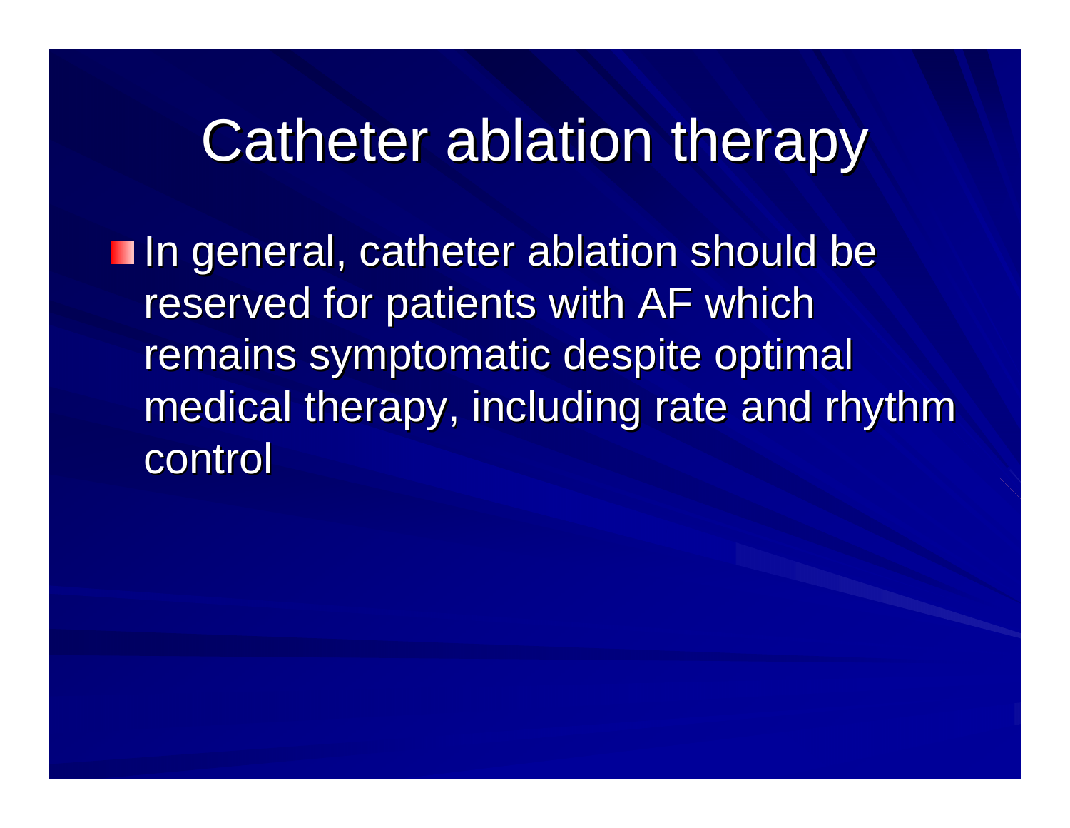# Catheter ablation therapy

- In general, catheter ablation should be reserved for patients with AF which remains symptomatic despite optimal medical therapy, including rate and rhythm control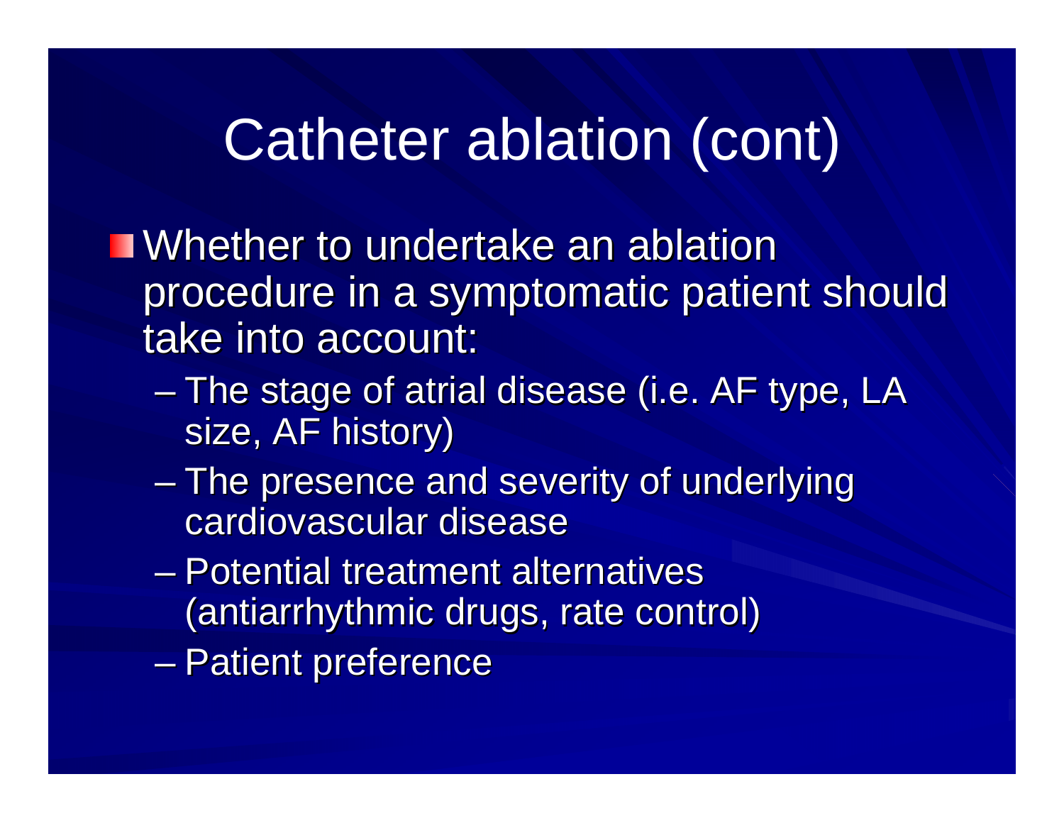# Catheter ablation (cont)

- Whether to undertake an ablation procedure in a symptomatic patient should take into account:
  - The stage of atrial disease (i.e. AF type, LA size, AF history)
  - The presence and severity of underlying cardiovascular disease
  - Potential treatment alternatives (antiarrhythmic drugs, rate control)
  - Patient preference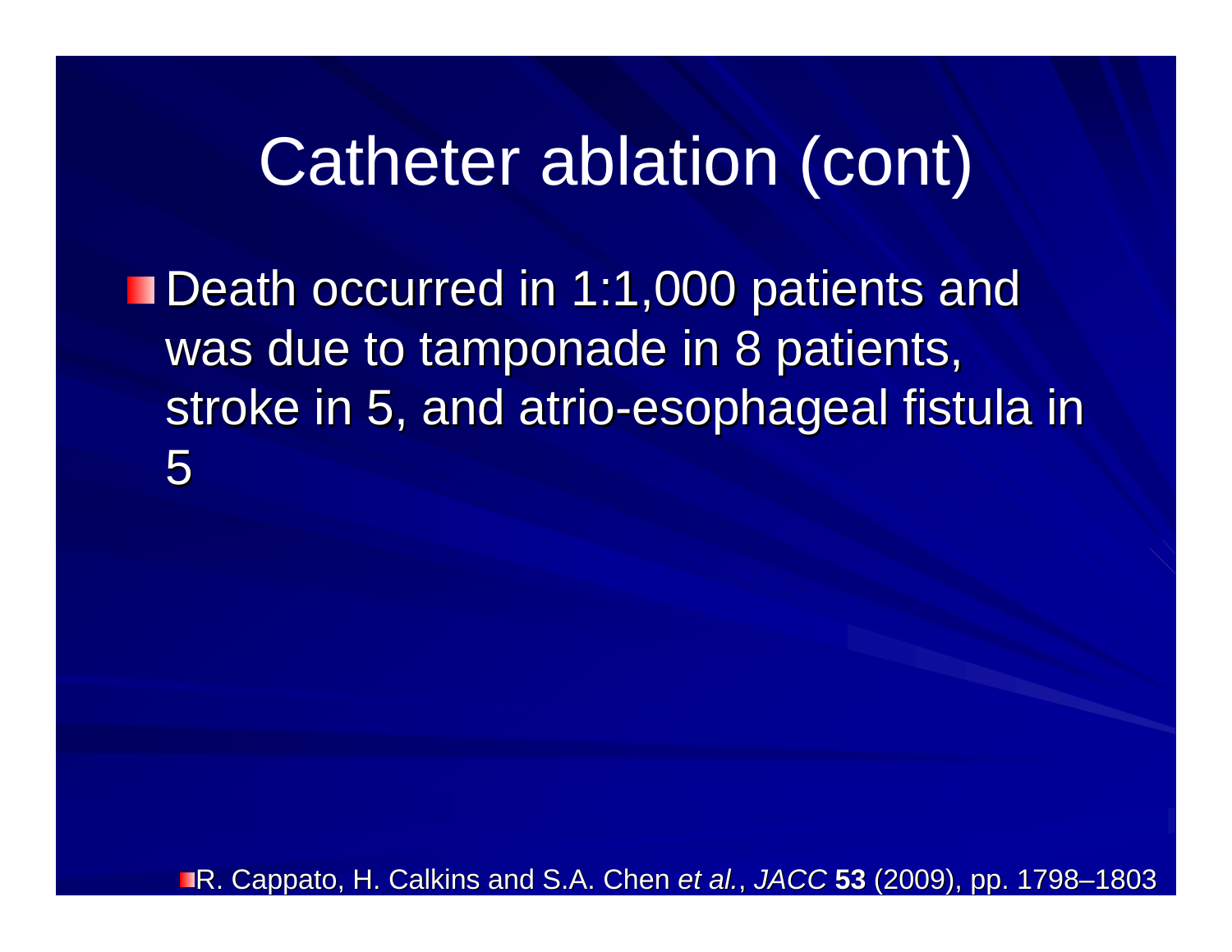# Catheter ablation (cont)

- Death occurred in 1:1,000 patients and was due to tamponade in 8 patients, stroke in 5, and atrio-esophageal fistula in 5

- R. Cappato, H. Calkins and S.A. Chen *et al.*, *JACC* **53** (2009), pp. 1798–1803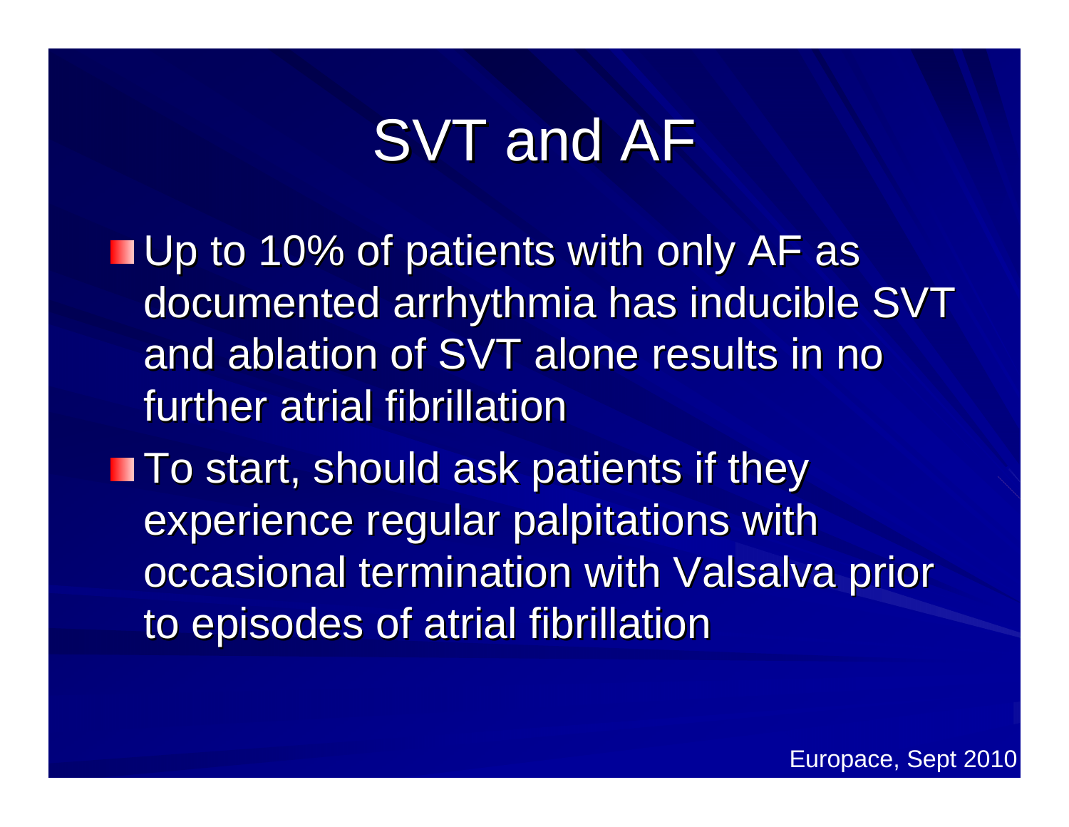# SVT and AF

- Up to 10% of patients with only AF as documented arrhythmia has inducible SVT and ablation of SVT alone results in no further atrial fibrillation
- To start, should ask patients if they experience regular palpitations with occasional termination with Valsalva prior to episodes of atrial fibrillation

Europace, Sept 2010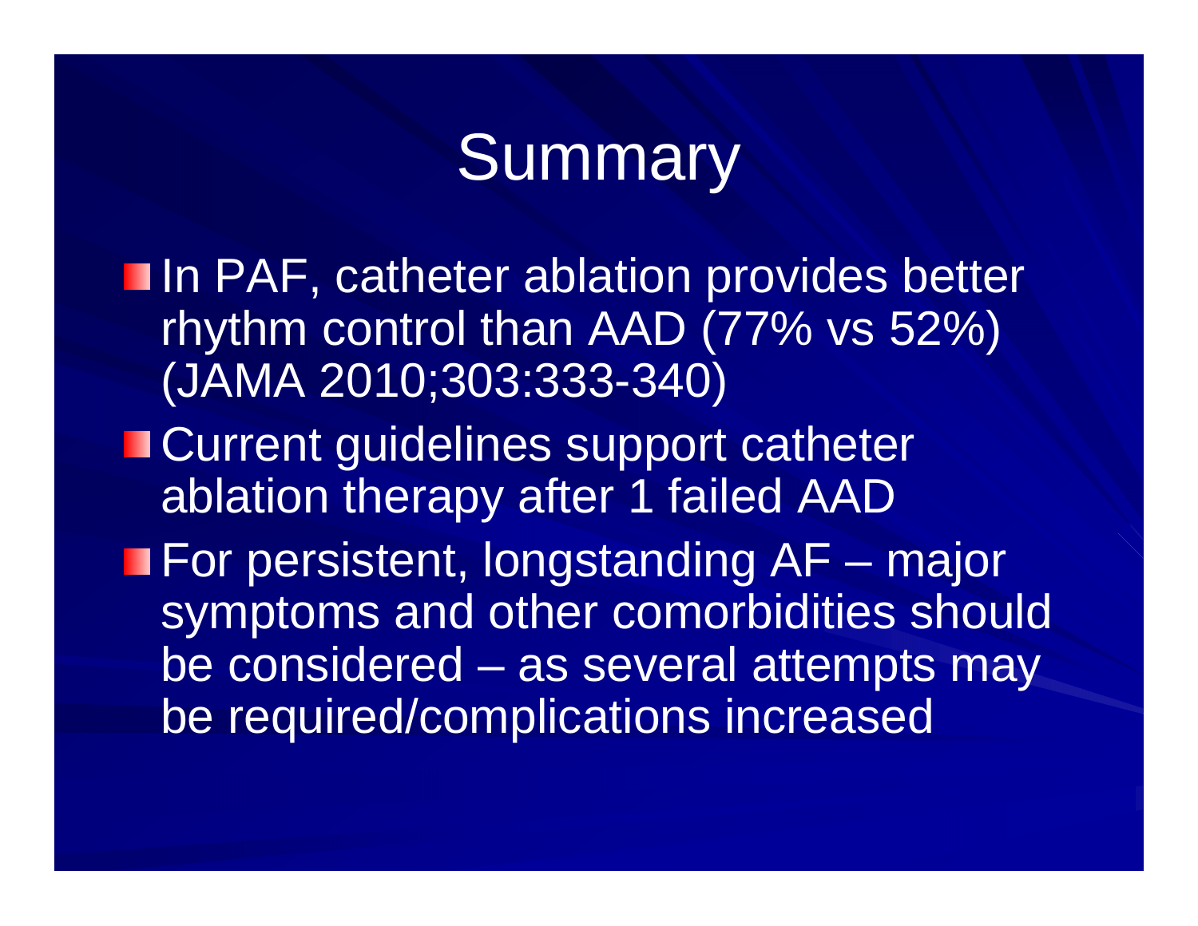# Summary

- In PAF, catheter ablation provides better rhythm control than AAD (77% vs 52%) (JAMA 2010;303:333-340)
- Current guidelines support catheter ablation therapy after 1 failed AAD
- For persistent, longstanding AF – major symptoms and other comorbidities should be considered – as several attempts may be required/complications increased